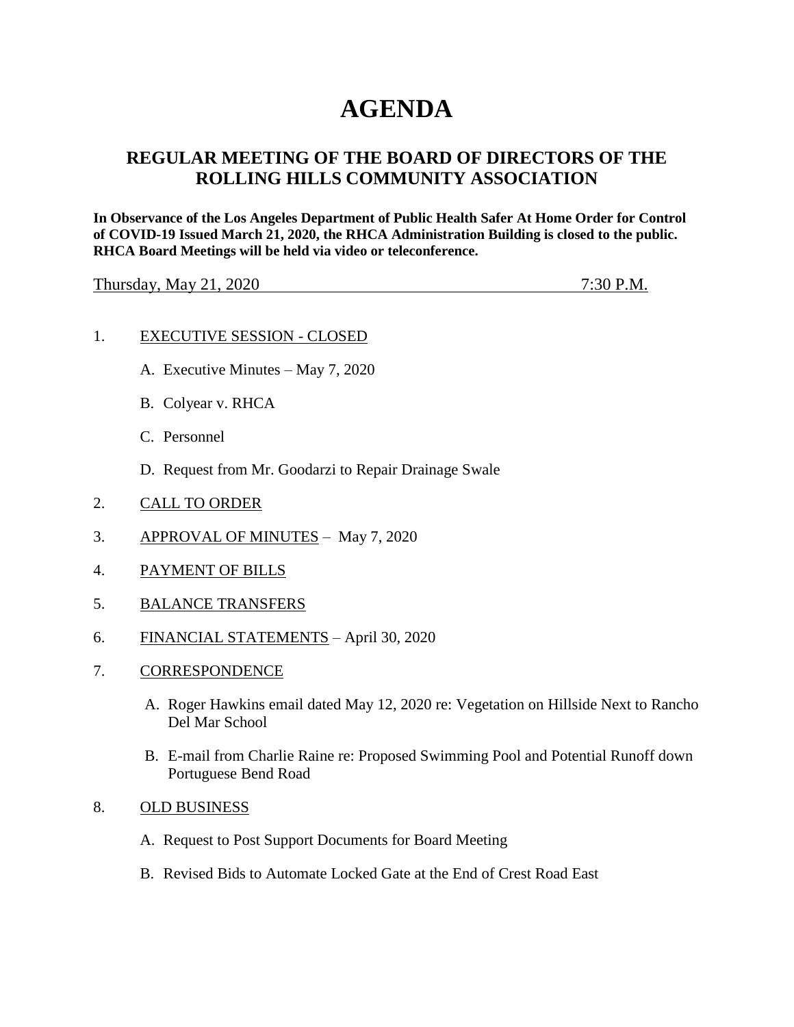# AGENDA

## REGULAR MEETING OF THE BOARD OF DIRECTORS OF THE ROLLING HILLS COMMUNITY ASSOCIATION

**In Observance of the Los Angeles Department of Public Health Safer At Home Order for Control of COVID-19 Issued March 21, 2020, the RHCA Administration Building is closed to the public. RHCA Board Meetings will be held via video or teleconference.**

Thursday, May 21, 2020 7:30 P.M.

1. EXECUTIVE SESSION - CLOSED

   A. Executive Minutes – May 7, 2020

   B. Colyear v. RHCA

   C. Personnel

   D. Request from Mr. Goodarzi to Repair Drainage Swale

2. CALL TO ORDER

3. APPROVAL OF MINUTES – May 7, 2020

4. PAYMENT OF BILLS

5. BALANCE TRANSFERS

6. FINANCIAL STATEMENTS – April 30, 2020

7. CORRESPONDENCE

   A. Roger Hawkins email dated May 12, 2020 re: Vegetation on Hillside Next to Rancho Del Mar School

   B. E-mail from Charlie Raine re: Proposed Swimming Pool and Potential Runoff down Portuguese Bend Road

8. OLD BUSINESS

   A. Request to Post Support Documents for Board Meeting

   B. Revised Bids to Automate Locked Gate at the End of Crest Road East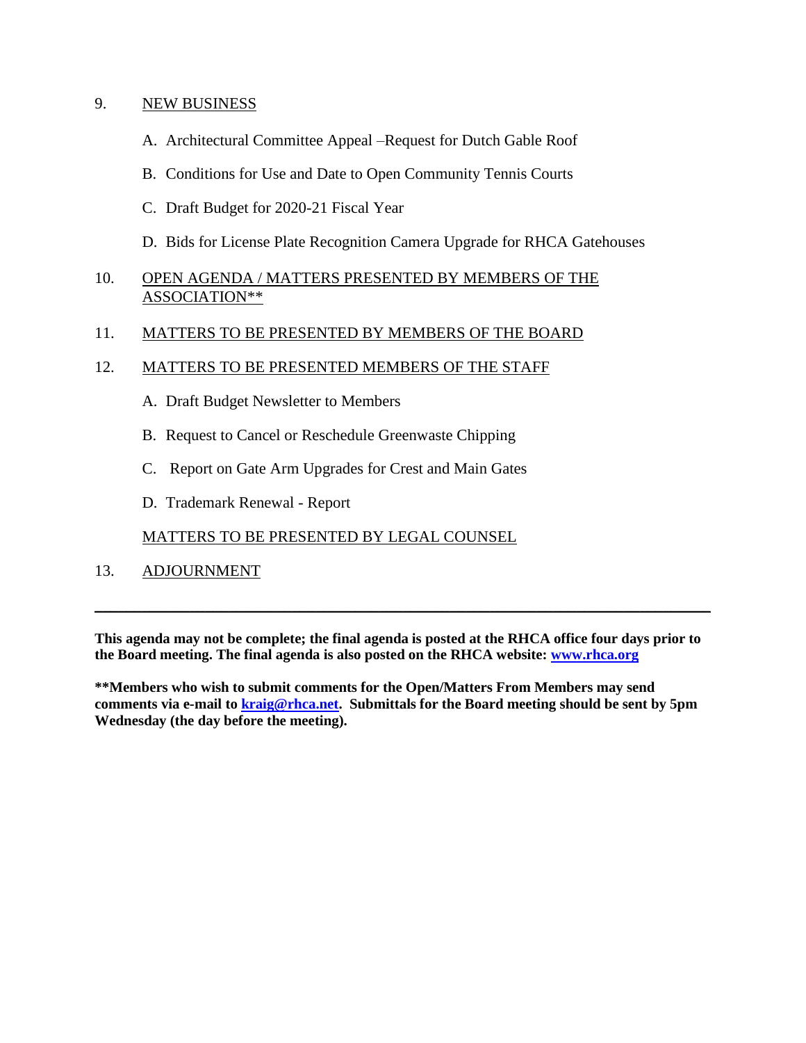9. <u>NEW BUSINESS</u>

   A. Architectural Committee Appeal –Request for Dutch Gable Roof

   B. Conditions for Use and Date to Open Community Tennis Courts

   C. Draft Budget for 2020-21 Fiscal Year

   D. Bids for License Plate Recognition Camera Upgrade for RHCA Gatehouses

10. <u>OPEN AGENDA / MATTERS PRESENTED BY MEMBERS OF THE ASSOCIATION**</u>

11. <u>MATTERS TO BE PRESENTED BY MEMBERS OF THE BOARD</u>

12. <u>MATTERS TO BE PRESENTED MEMBERS OF THE STAFF</u>

    A. Draft Budget Newsletter to Members

    B. Request to Cancel or Reschedule Greenwaste Chipping

    C. Report on Gate Arm Upgrades for Crest and Main Gates

    D. Trademark Renewal - Report

    <u>MATTERS TO BE PRESENTED BY LEGAL COUNSEL</u>

13. <u>ADJOURNMENT</u>

---

**This agenda may not be complete; the final agenda is posted at the RHCA office four days prior to the Board meeting. The final agenda is also posted on the RHCA website: www.rhca.org**

****Members who wish to submit comments for the Open/Matters From Members may send comments via e-mail to kraig@rhca.net. Submittals for the Board meeting should be sent by 5pm Wednesday (the day before the meeting).**